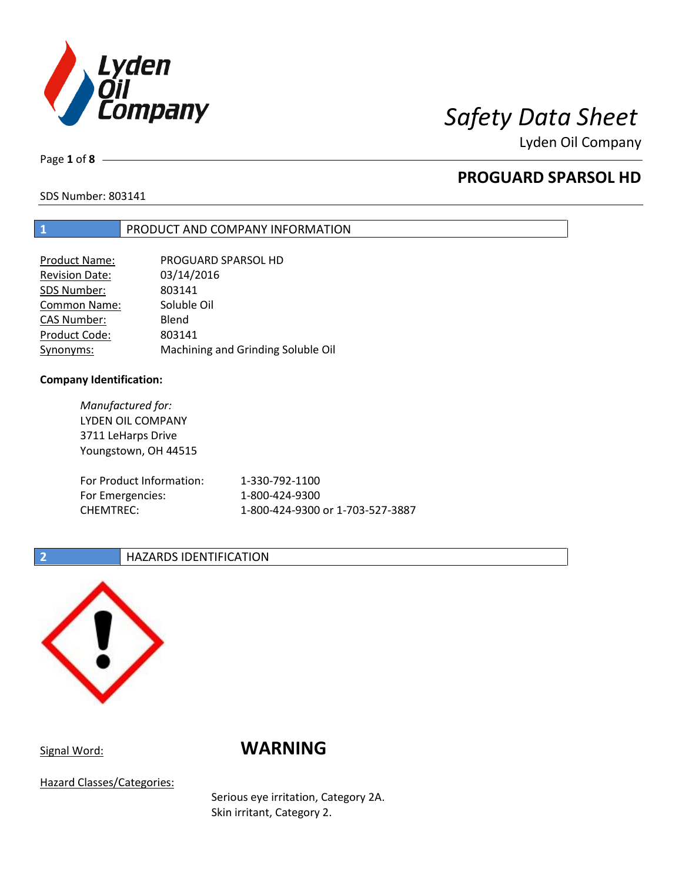# Safety Data Sheet

Lyden Oil Company

## PROGUARD SPARSOL HD

SDS Number: 803141

## 1 PRODUCT AND COMPANY INFORMATION

| | |
|---|---|
| Product Name: | PROGUARD SPARSOL HD |
| Revision Date: | 03/14/2016 |
| SDS Number: | 803141 |
| Common Name: | Soluble Oil |
| CAS Number: | Blend |
| Product Code: | 803141 |
| Synonyms: | Machining and Grinding Soluble Oil |

**Company Identification:**

*Manufactured for:*
LYDEN OIL COMPANY
3711 LeHarps Drive
Youngstown, OH 44515

| | |
|---|---|
| For Product Information: | 1-330-792-1100 |
| For Emergencies: | 1-800-424-9300 |
| CHEMTREC: | 1-800-424-9300 or 1-703-527-3887 |

## 2 HAZARDS IDENTIFICATION

Signal Word: **WARNING**

Hazard Classes/Categories:

Serious eye irritation, Category 2A.
Skin irritant, Category 2.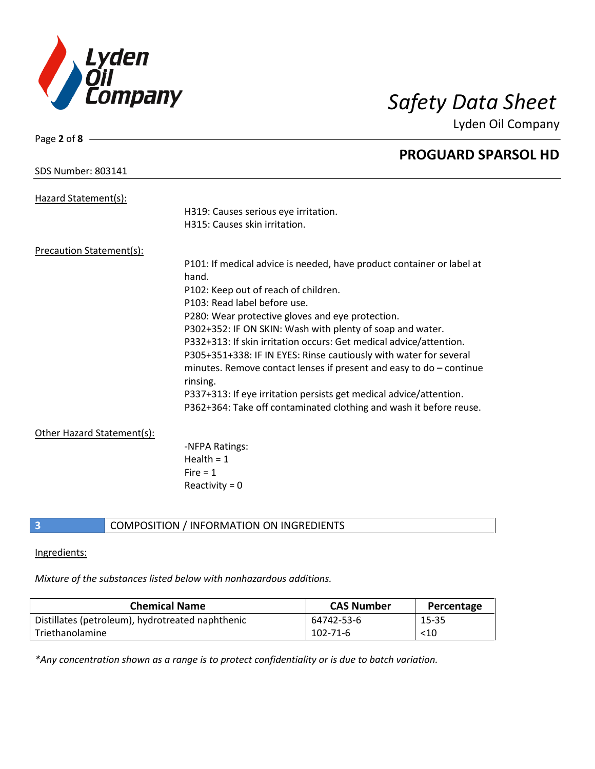Hazard Statement(s):

H319: Causes serious eye irritation.
H315: Causes skin irritation.

Precaution Statement(s):

P101: If medical advice is needed, have product container or label at hand.
P102: Keep out of reach of children.
P103: Read label before use.
P280: Wear protective gloves and eye protection.
P302+352: IF ON SKIN: Wash with plenty of soap and water.
P332+313: If skin irritation occurs: Get medical advice/attention.
P305+351+338: IF IN EYES: Rinse cautiously with water for several minutes. Remove contact lenses if present and easy to do – continue rinsing.
P337+313: If eye irritation persists get medical advice/attention.
P362+364: Take off contaminated clothing and wash it before reuse.

Other Hazard Statement(s):

-NFPA Ratings:
Health = 1
Fire = 1
Reactivity = 0

## 3 COMPOSITION / INFORMATION ON INGREDIENTS

Ingredients:

*Mixture of the substances listed below with nonhazardous additions.*

| Chemical Name | CAS Number | Percentage |
|---|---|---|
| Distillates (petroleum), hydrotreated naphthenic | 64742-53-6 | 15-35 |
| Triethanolamine | 102-71-6 | <10 |

*\*Any concentration shown as a range is to protect confidentiality or is due to batch variation.*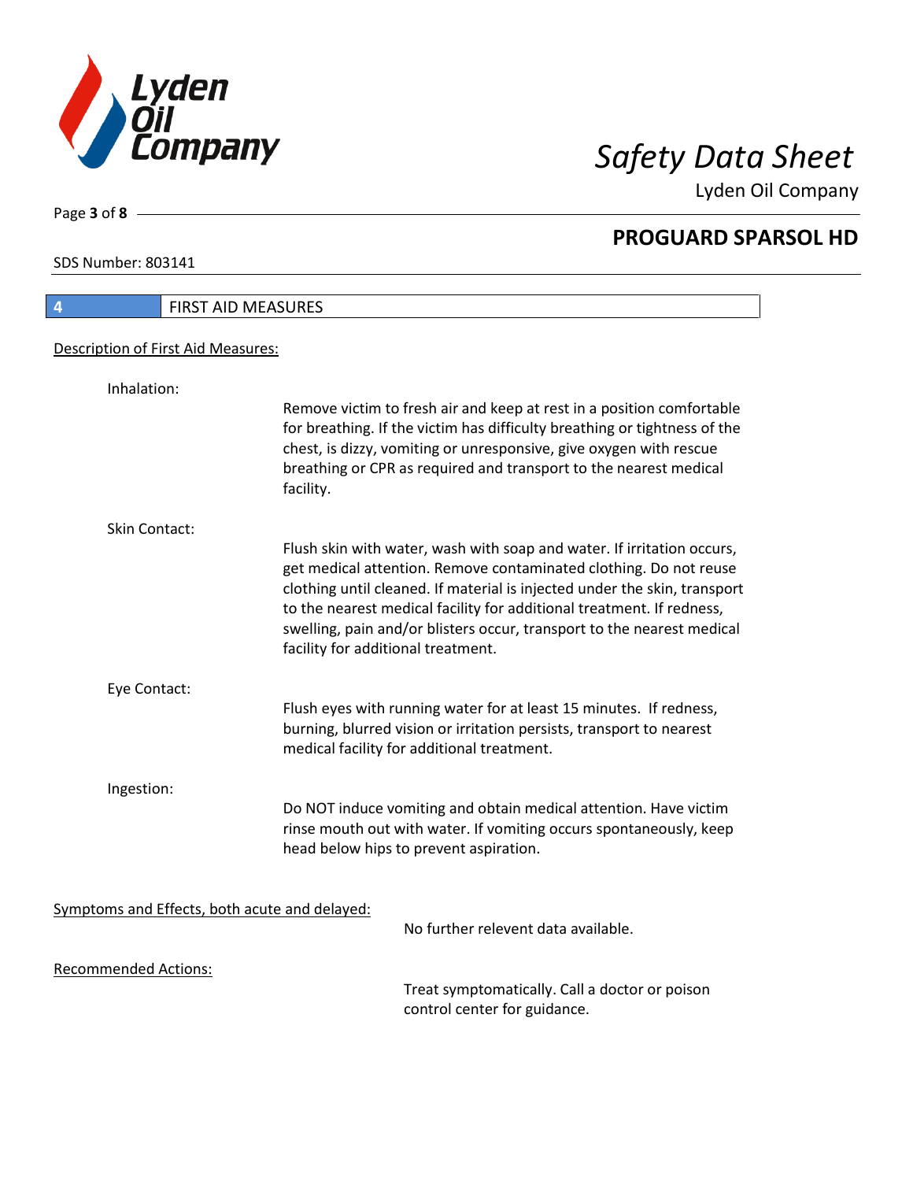## 4 FIRST AID MEASURES

Description of First Aid Measures:

**Inhalation:**

Remove victim to fresh air and keep at rest in a position comfortable for breathing. If the victim has difficulty breathing or tightness of the chest, is dizzy, vomiting or unresponsive, give oxygen with rescue breathing or CPR as required and transport to the nearest medical facility.

**Skin Contact:**

Flush skin with water, wash with soap and water. If irritation occurs, get medical attention. Remove contaminated clothing. Do not reuse clothing until cleaned. If material is injected under the skin, transport to the nearest medical facility for additional treatment. If redness, swelling, pain and/or blisters occur, transport to the nearest medical facility for additional treatment.

**Eye Contact:**

Flush eyes with running water for at least 15 minutes. If redness, burning, blurred vision or irritation persists, transport to nearest medical facility for additional treatment.

**Ingestion:**

Do NOT induce vomiting and obtain medical attention. Have victim rinse mouth out with water. If vomiting occurs spontaneously, keep head below hips to prevent aspiration.

Symptoms and Effects, both acute and delayed:

No further relevent data available.

Recommended Actions:

Treat symptomatically. Call a doctor or poison control center for guidance.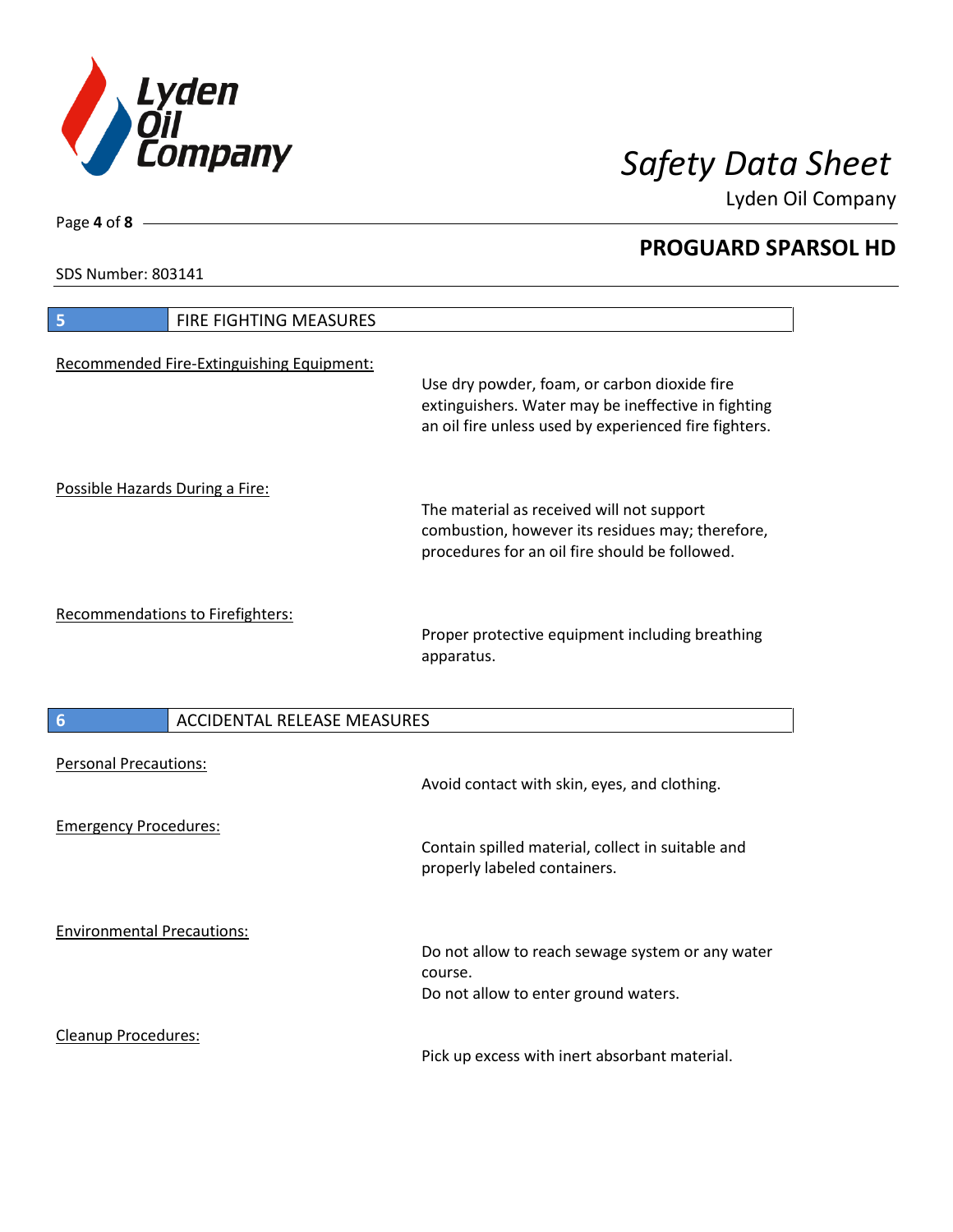## 5 FIRE FIGHTING MEASURES

Recommended Fire-Extinguishing Equipment:

Use dry powder, foam, or carbon dioxide fire extinguishers. Water may be ineffective in fighting an oil fire unless used by experienced fire fighters.

Possible Hazards During a Fire:

The material as received will not support combustion, however its residues may; therefore, procedures for an oil fire should be followed.

Recommendations to Firefighters:

Proper protective equipment including breathing apparatus.

## 6 ACCIDENTAL RELEASE MEASURES

Personal Precautions:

Avoid contact with skin, eyes, and clothing.

Emergency Procedures:

Contain spilled material, collect in suitable and properly labeled containers.

Environmental Precautions:

Do not allow to reach sewage system or any water course.
Do not allow to enter ground waters.

Cleanup Procedures:

Pick up excess with inert absorbant material.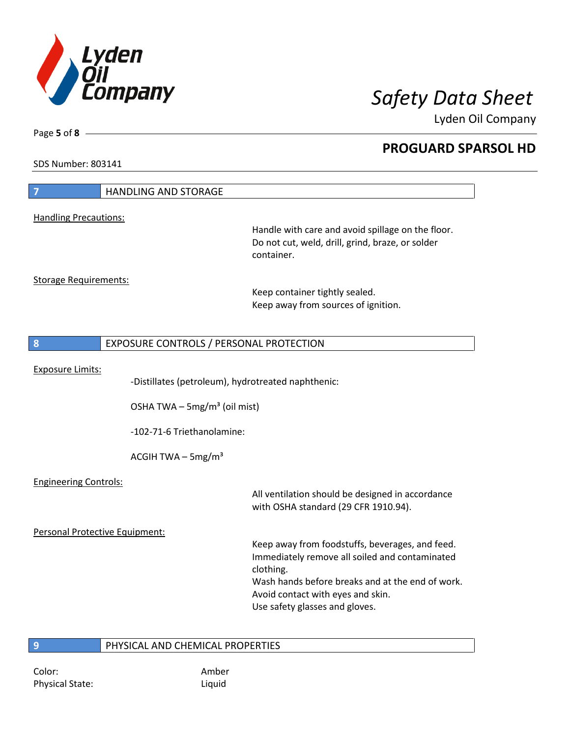SDS Number: 803141

## 7 HANDLING AND STORAGE

Handling Precautions:

Handle with care and avoid spillage on the floor.
Do not cut, weld, drill, grind, braze, or solder container.

Storage Requirements:

Keep container tightly sealed.
Keep away from sources of ignition.

## 8 EXPOSURE CONTROLS / PERSONAL PROTECTION

Exposure Limits:

-Distillates (petroleum), hydrotreated naphthenic:

OSHA TWA – 5mg/m³ (oil mist)

-102-71-6 Triethanolamine:

ACGIH TWA – 5mg/m³

Engineering Controls:

All ventilation should be designed in accordance with OSHA standard (29 CFR 1910.94).

Personal Protective Equipment:

Keep away from foodstuffs, beverages, and feed.
Immediately remove all soiled and contaminated clothing.
Wash hands before breaks and at the end of work.
Avoid contact with eyes and skin.
Use safety glasses and gloves.

## 9 PHYSICAL AND CHEMICAL PROPERTIES

Color: Amber
Physical State: Liquid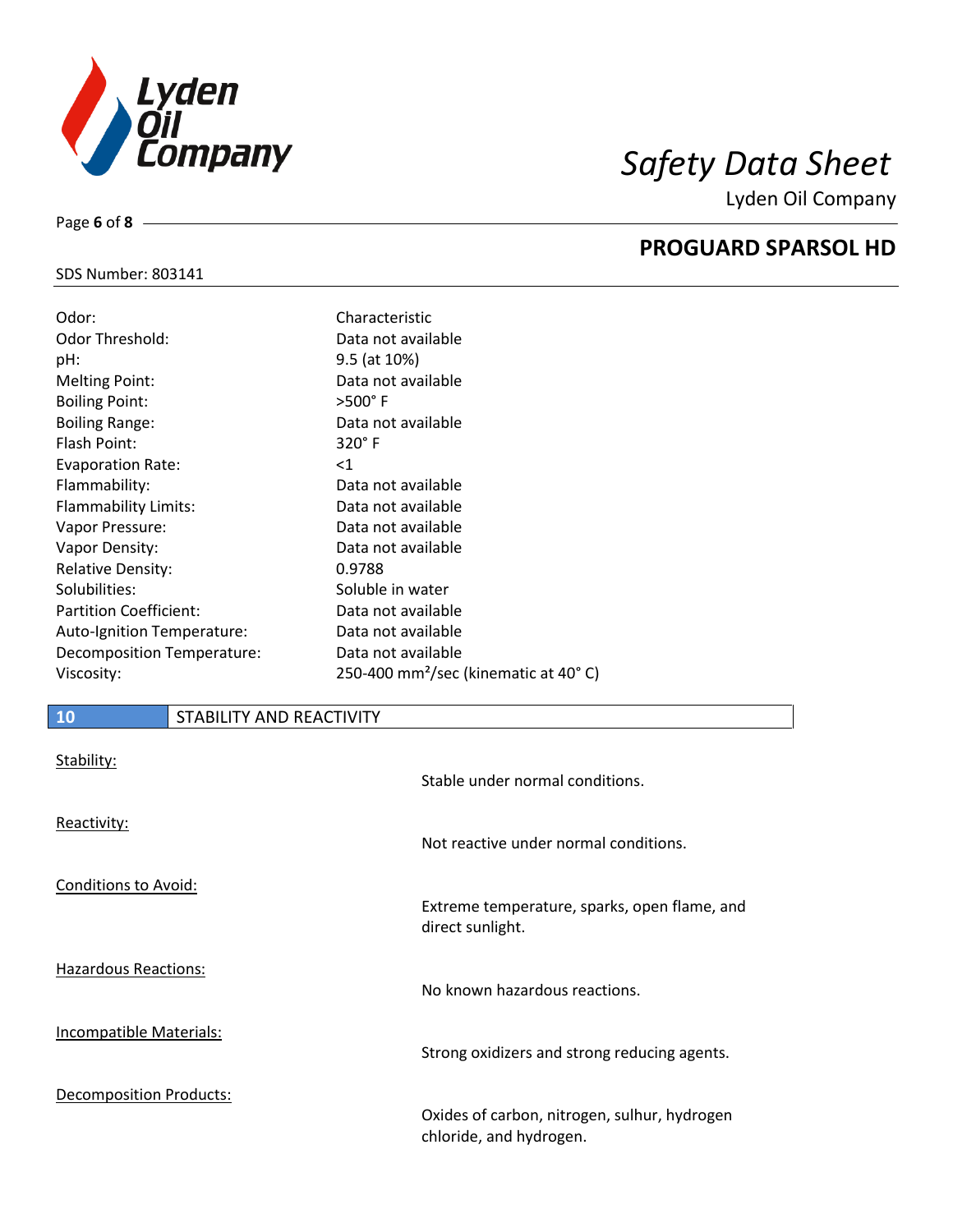| | |
|---|---|
| Odor: | Characteristic |
| Odor Threshold: | Data not available |
| pH: | 9.5 (at 10%) |
| Melting Point: | Data not available |
| Boiling Point: | >500° F |
| Boiling Range: | Data not available |
| Flash Point: | 320° F |
| Evaporation Rate: | <1 |
| Flammability: | Data not available |
| Flammability Limits: | Data not available |
| Vapor Pressure: | Data not available |
| Vapor Density: | Data not available |
| Relative Density: | 0.9788 |
| Solubilities: | Soluble in water |
| Partition Coefficient: | Data not available |
| Auto-Ignition Temperature: | Data not available |
| Decomposition Temperature: | Data not available |
| Viscosity: | 250-400 $mm^2$/sec (kinematic at 40° C) |

## 10 STABILITY AND REACTIVITY

Stability:

Stable under normal conditions.

Reactivity:

Not reactive under normal conditions.

Conditions to Avoid:

Extreme temperature, sparks, open flame, and direct sunlight.

Hazardous Reactions:

No known hazardous reactions.

Incompatible Materials:

Strong oxidizers and strong reducing agents.

Decomposition Products:

Oxides of carbon, nitrogen, sulhur, hydrogen chloride, and hydrogen.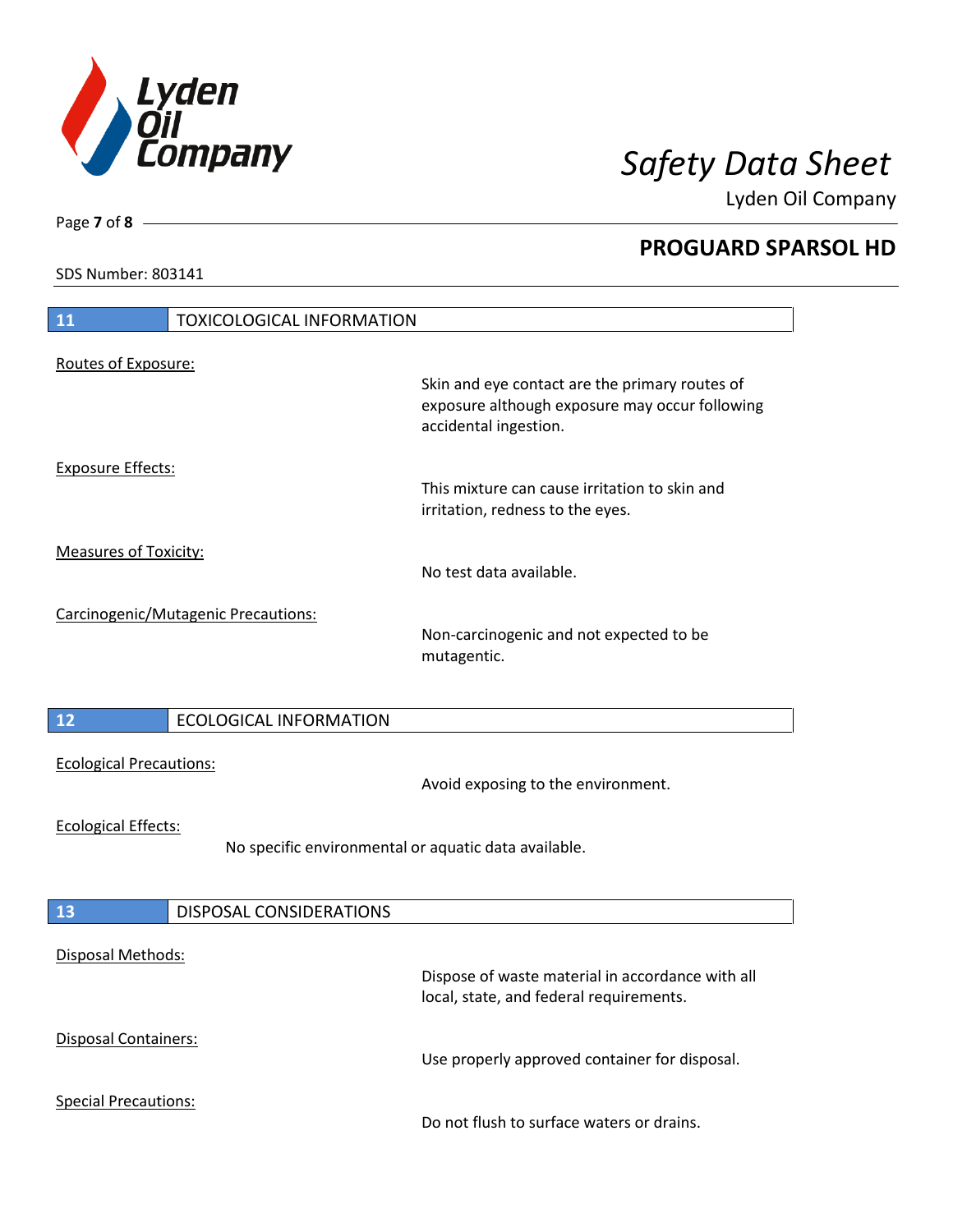## 11 TOXICOLOGICAL INFORMATION

Routes of Exposure:

Skin and eye contact are the primary routes of exposure although exposure may occur following accidental ingestion.

Exposure Effects:

This mixture can cause irritation to skin and irritation, redness to the eyes.

Measures of Toxicity:

No test data available.

Carcinogenic/Mutagenic Precautions:

Non-carcinogenic and not expected to be mutagentic.

## 12 ECOLOGICAL INFORMATION

Ecological Precautions:

Avoid exposing to the environment.

Ecological Effects:

No specific environmental or aquatic data available.

## 13 DISPOSAL CONSIDERATIONS

Disposal Methods:

Dispose of waste material in accordance with all local, state, and federal requirements.

Disposal Containers:

Use properly approved container for disposal.

Special Precautions:

Do not flush to surface waters or drains.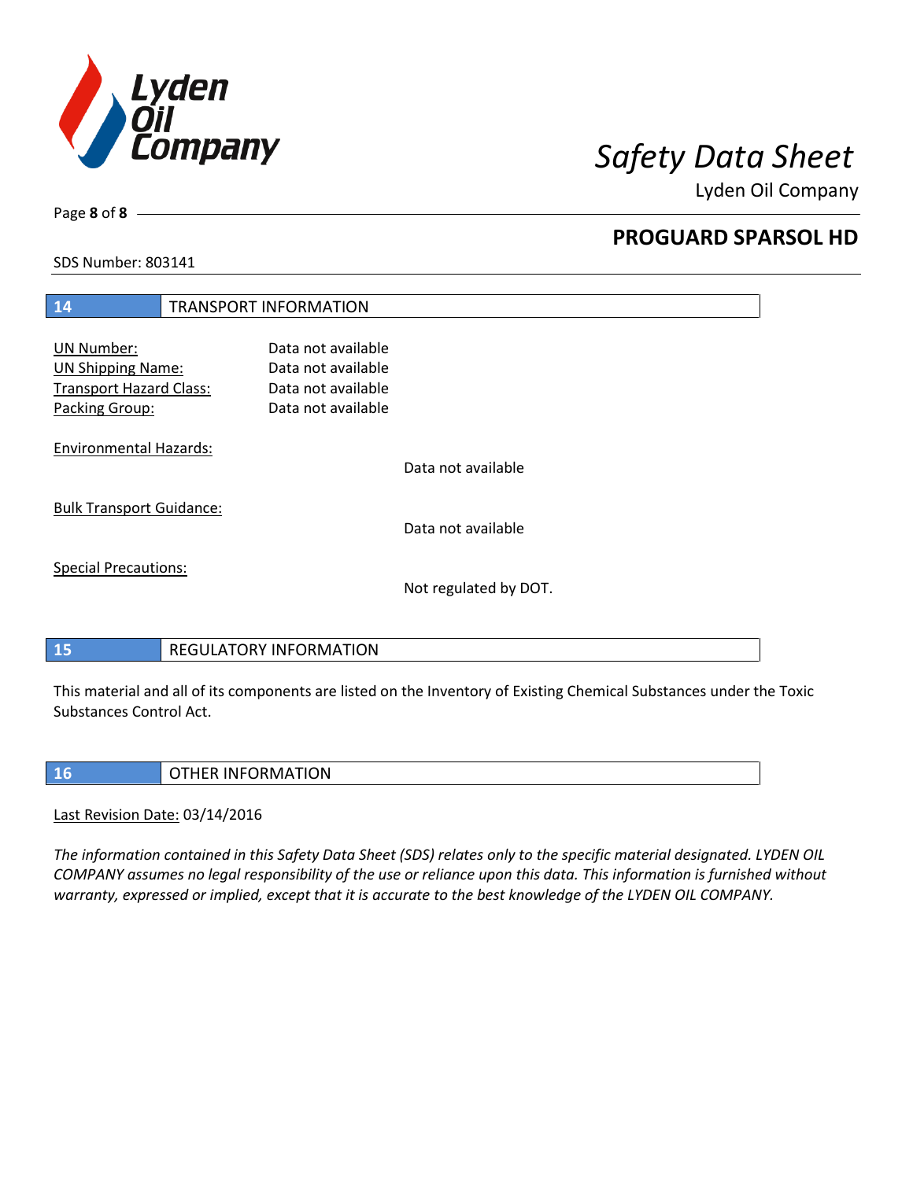## 14 TRANSPORT INFORMATION

| | |
|---|---|
| UN Number: | Data not available |
| UN Shipping Name: | Data not available |
| Transport Hazard Class: | Data not available |
| Packing Group: | Data not available |

Environmental Hazards:

Data not available

Bulk Transport Guidance:

Data not available

Special Precautions:

Not regulated by DOT.

## 15 REGULATORY INFORMATION

This material and all of its components are listed on the Inventory of Existing Chemical Substances under the Toxic Substances Control Act.

## 16 OTHER INFORMATION

Last Revision Date: 03/14/2016

*The information contained in this Safety Data Sheet (SDS) relates only to the specific material designated. LYDEN OIL COMPANY assumes no legal responsibility of the use or reliance upon this data. This information is furnished without warranty, expressed or implied, except that it is accurate to the best knowledge of the LYDEN OIL COMPANY.*